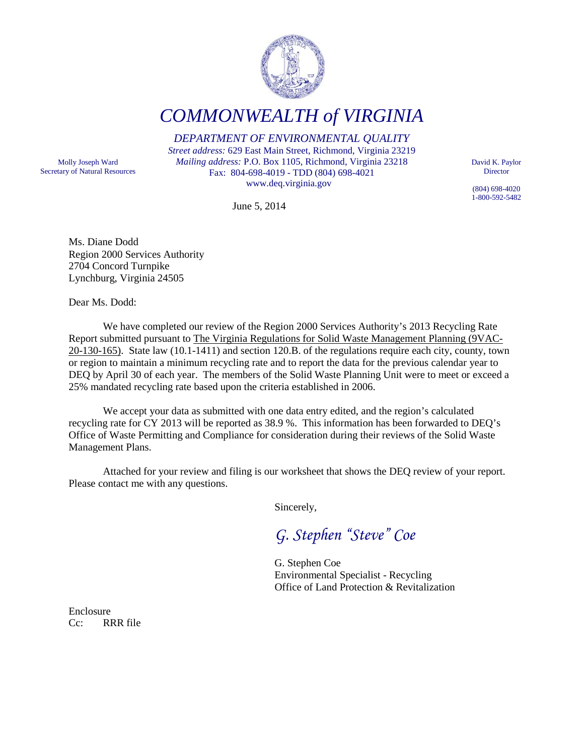# COMMONWEALTH of VIRGINIA

*DEPARTMENT OF ENVIRONMENTAL QUALITY*

*Street address:* 629 East Main Street, Richmond, Virginia 23219
*Mailing address:* P.O. Box 1105, Richmond, Virginia 23218
Fax: 804-698-4019 - TDD (804) 698-4021
www.deq.virginia.gov

Molly Joseph Ward
Secretary of Natural Resources

David K. Paylor
Director

(804) 698-4020
1-800-592-5482

June 5, 2014

Ms. Diane Dodd
Region 2000 Services Authority
2704 Concord Turnpike
Lynchburg, Virginia 24505

Dear Ms. Dodd:

We have completed our review of the Region 2000 Services Authority's 2013 Recycling Rate Report submitted pursuant to The Virginia Regulations for Solid Waste Management Planning (9VAC-20-130-165). State law (10.1-1411) and section 120.B. of the regulations require each city, county, town or region to maintain a minimum recycling rate and to report the data for the previous calendar year to DEQ by April 30 of each year. The members of the Solid Waste Planning Unit were to meet or exceed a 25% mandated recycling rate based upon the criteria established in 2006.

We accept your data as submitted with one data entry edited, and the region's calculated recycling rate for CY 2013 will be reported as 38.9 %. This information has been forwarded to DEQ's Office of Waste Permitting and Compliance for consideration during their reviews of the Solid Waste Management Plans.

Attached for your review and filing is our worksheet that shows the DEQ review of your report. Please contact me with any questions.

Sincerely,

*G. Stephen "Steve" Coe*

G. Stephen Coe
Environmental Specialist - Recycling
Office of Land Protection & Revitalization

Enclosure
Cc: RRR file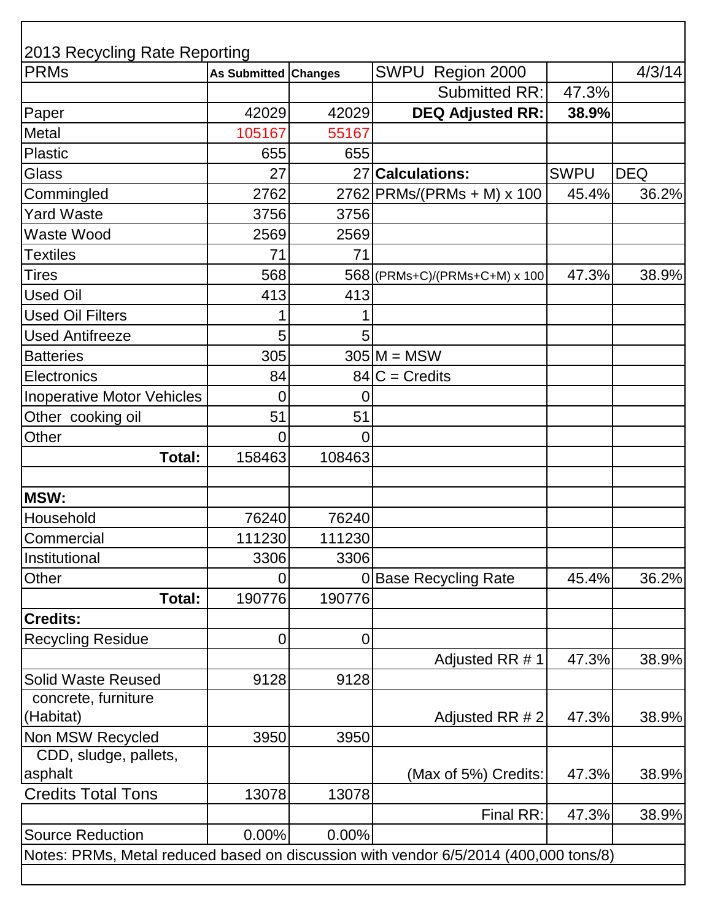2013 Recycling Rate Reporting

| PRMs | As Submitted | Changes | SWPU Region 2000 | | 4/3/14 |
|---|---|---|---|---|---|
| | | | Submitted RR: | 47.3% | |
| Paper | 42029 | 42029 | **DEQ Adjusted RR:** | **38.9%** | |
| Metal | 105167 | 55167 | | | |
| Plastic | 655 | 655 | | | |
| Glass | 27 | 27 | **Calculations:** | SWPU | DEQ |
| Commingled | 2762 | 2762 | PRMs/(PRMs + M) x 100 | 45.4% | 36.2% |
| Yard Waste | 3756 | 3756 | | | |
| Waste Wood | 2569 | 2569 | | | |
| Textiles | 71 | 71 | | | |
| Tires | 568 | 568 | (PRMs+C)/(PRMs+C+M) x 100 | 47.3% | 38.9% |
| Used Oil | 413 | 413 | | | |
| Used Oil Filters | 1 | 1 | | | |
| Used Antifreeze | 5 | 5 | | | |
| Batteries | 305 | 305 | M = MSW | | |
| Electronics | 84 | 84 | C = Credits | | |
| Inoperative Motor Vehicles | 0 | 0 | | | |
| Other cooking oil | 51 | 51 | | | |
| Other | 0 | 0 | | | |
| **Total:** | 158463 | 108463 | | | |
| | | | | | |
| **MSW:** | | | | | |
| Household | 76240 | 76240 | | | |
| Commercial | 111230 | 111230 | | | |
| Institutional | 3306 | 3306 | | | |
| Other | 0 | 0 | Base Recycling Rate | 45.4% | 36.2% |
| **Total:** | 190776 | 190776 | | | |
| **Credits:** | | | | | |
| Recycling Residue | 0 | 0 | | | |
| | | | Adjusted RR # 1 | 47.3% | 38.9% |
| Solid Waste Reused | 9128 | 9128 | | | |
| concrete, furniture (Habitat) | | | Adjusted RR # 2 | 47.3% | 38.9% |
| Non MSW Recycled | 3950 | 3950 | | | |
| CDD, sludge, pallets, asphalt | | | (Max of 5%) Credits: | 47.3% | 38.9% |
| Credits Total Tons | 13078 | 13078 | | | |
| | | | Final RR: | 47.3% | 38.9% |
| Source Reduction | 0.00% | 0.00% | | | |

Notes: PRMs, Metal reduced based on discussion with vendor 6/5/2014 (400,000 tons/8)